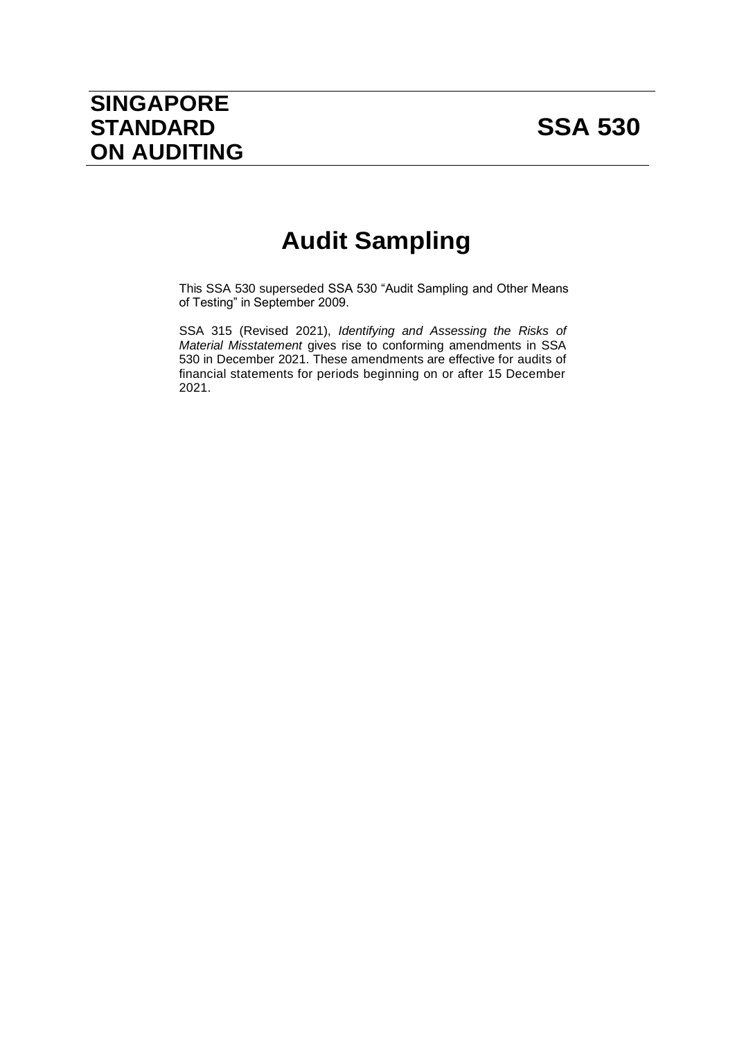# SINGAPORE STANDARD ON AUDITING

# SSA 530

# Audit Sampling

This SSA 530 superseded SSA 530 "Audit Sampling and Other Means of Testing" in September 2009.

SSA 315 (Revised 2021), *Identifying and Assessing the Risks of Material Misstatement* gives rise to conforming amendments in SSA 530 in December 2021. These amendments are effective for audits of financial statements for periods beginning on or after 15 December 2021.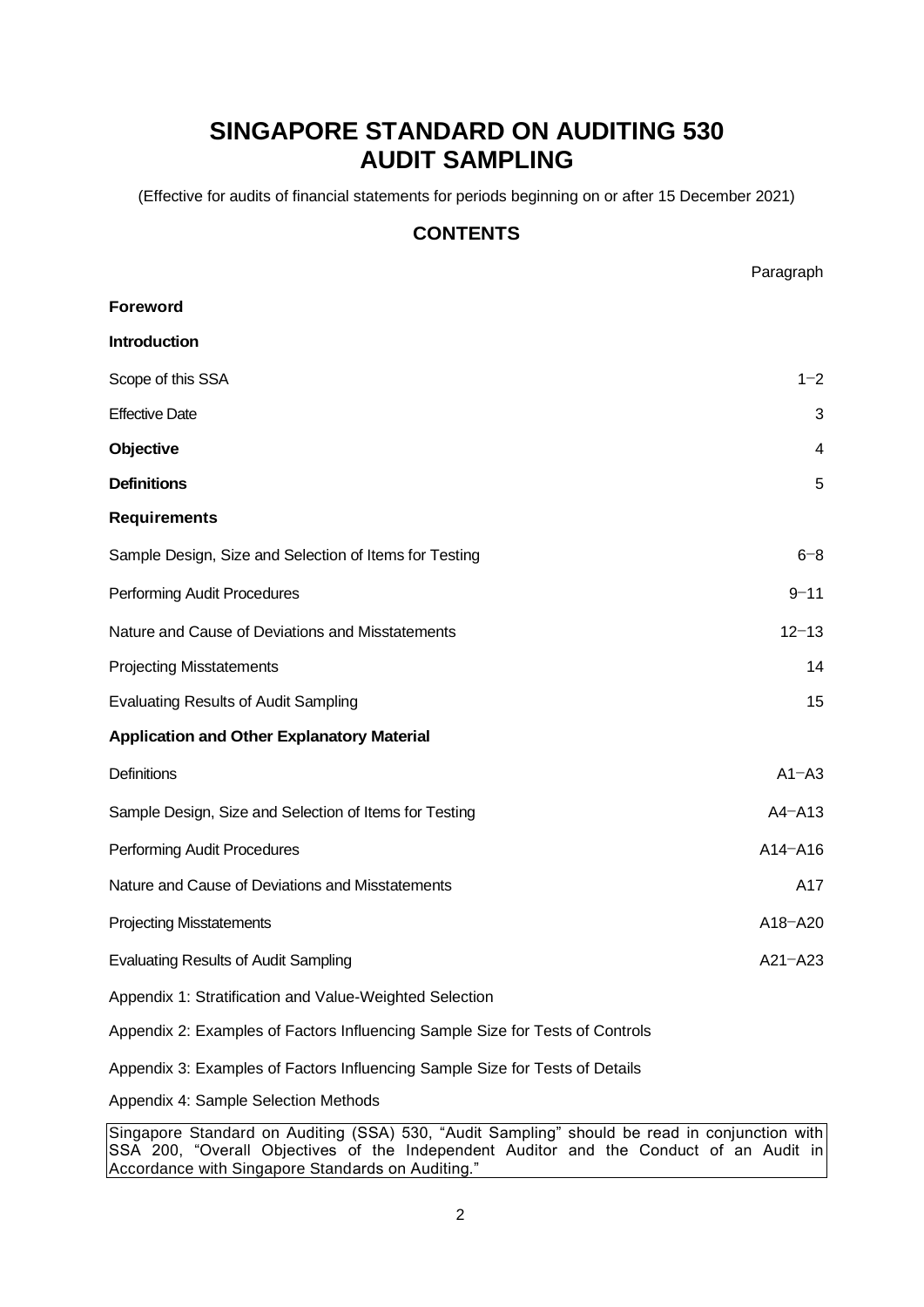# SINGAPORE STANDARD ON AUDITING 530
# AUDIT SAMPLING

(Effective for audits of financial statements for periods beginning on or after 15 December 2021)

## CONTENTS

| | Paragraph |
|---|---|
| **Foreword** | |
| **Introduction** | |
| Scope of this SSA | 1−2 |
| Effective Date | 3 |
| **Objective** | 4 |
| **Definitions** | 5 |
| **Requirements** | |
| Sample Design, Size and Selection of Items for Testing | 6−8 |
| Performing Audit Procedures | 9−11 |
| Nature and Cause of Deviations and Misstatements | 12−13 |
| Projecting Misstatements | 14 |
| Evaluating Results of Audit Sampling | 15 |
| **Application and Other Explanatory Material** | |
| Definitions | A1−A3 |
| Sample Design, Size and Selection of Items for Testing | A4−A13 |
| Performing Audit Procedures | A14−A16 |
| Nature and Cause of Deviations and Misstatements | A17 |
| Projecting Misstatements | A18−A20 |
| Evaluating Results of Audit Sampling | A21−A23 |
| Appendix 1: Stratification and Value-Weighted Selection | |
| Appendix 2: Examples of Factors Influencing Sample Size for Tests of Controls | |
| Appendix 3: Examples of Factors Influencing Sample Size for Tests of Details | |
| Appendix 4: Sample Selection Methods | |

Singapore Standard on Auditing (SSA) 530, "Audit Sampling" should be read in conjunction with SSA 200, "Overall Objectives of the Independent Auditor and the Conduct of an Audit in Accordance with Singapore Standards on Auditing."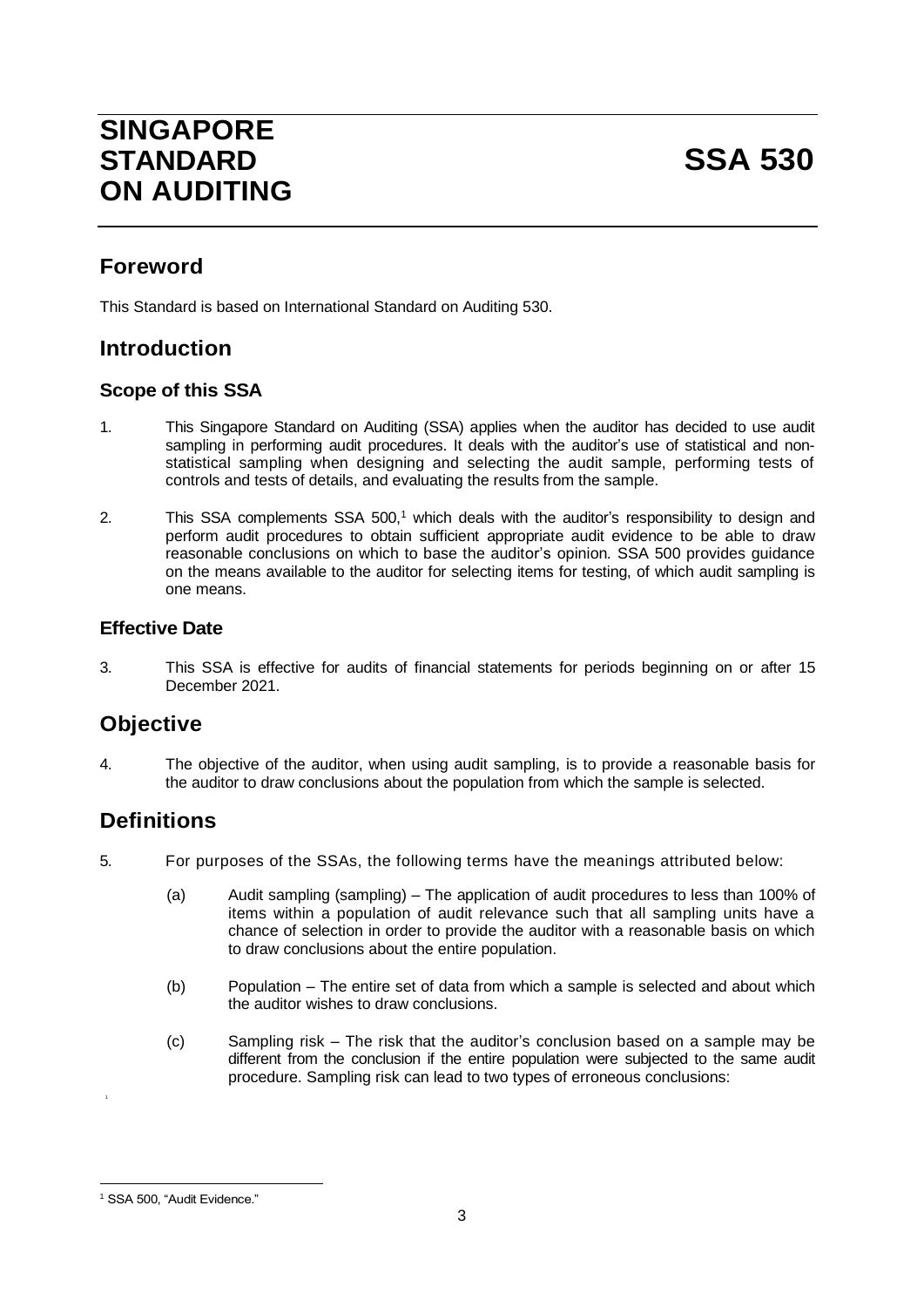# SINGAPORE STANDARD ON AUDITING

# SSA 530

## Foreword

This Standard is based on International Standard on Auditing 530.

## Introduction

### Scope of this SSA

1. This Singapore Standard on Auditing (SSA) applies when the auditor has decided to use audit sampling in performing audit procedures. It deals with the auditor's use of statistical and non-statistical sampling when designing and selecting the audit sample, performing tests of controls and tests of details, and evaluating the results from the sample.

2. This SSA complements SSA 500,[1] which deals with the auditor's responsibility to design and perform audit procedures to obtain sufficient appropriate audit evidence to be able to draw reasonable conclusions on which to base the auditor's opinion. SSA 500 provides guidance on the means available to the auditor for selecting items for testing, of which audit sampling is one means.

### Effective Date

3. This SSA is effective for audits of financial statements for periods beginning on or after 15 December 2021.

## Objective

4. The objective of the auditor, when using audit sampling, is to provide a reasonable basis for the auditor to draw conclusions about the population from which the sample is selected.

## Definitions

5. For purposes of the SSAs, the following terms have the meanings attributed below:

   (a) Audit sampling (sampling) – The application of audit procedures to less than 100% of items within a population of audit relevance such that all sampling units have a chance of selection in order to provide the auditor with a reasonable basis on which to draw conclusions about the entire population.

   (b) Population – The entire set of data from which a sample is selected and about which the auditor wishes to draw conclusions.

   (c) Sampling risk – The risk that the auditor's conclusion based on a sample may be different from the conclusion if the entire population were subjected to the same audit procedure. Sampling risk can lead to two types of erroneous conclusions:

[1] SSA 500, "Audit Evidence."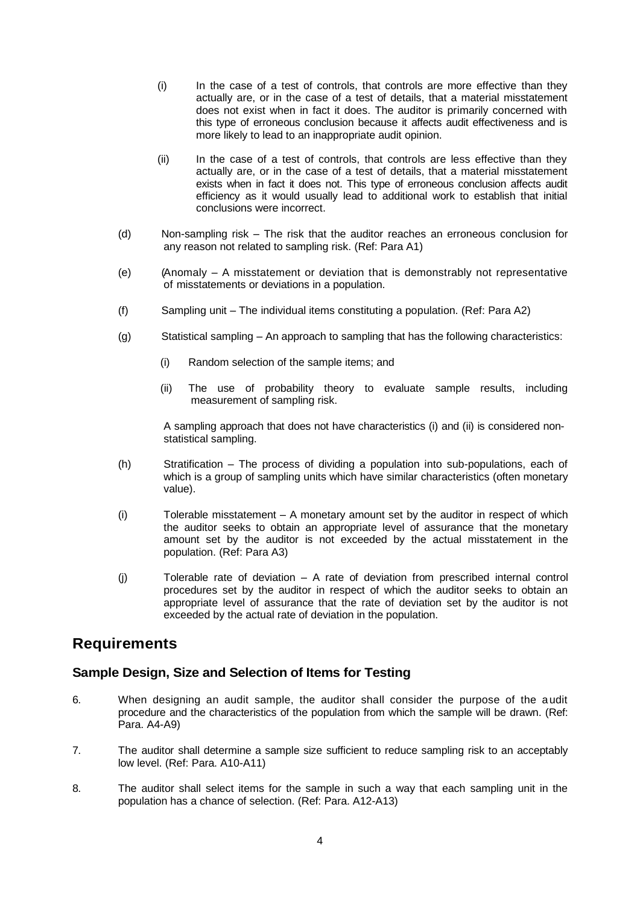(i) In the case of a test of controls, that controls are more effective than they actually are, or in the case of a test of details, that a material misstatement does not exist when in fact it does. The auditor is primarily concerned with this type of erroneous conclusion because it affects audit effectiveness and is more likely to lead to an inappropriate audit opinion.

(ii) In the case of a test of controls, that controls are less effective than they actually are, or in the case of a test of details, that a material misstatement exists when in fact it does not. This type of erroneous conclusion affects audit efficiency as it would usually lead to additional work to establish that initial conclusions were incorrect.

(d) Non-sampling risk – The risk that the auditor reaches an erroneous conclusion for any reason not related to sampling risk. (Ref: Para A1)

(e) (Anomaly – A misstatement or deviation that is demonstrably not representative of misstatements or deviations in a population.

(f) Sampling unit – The individual items constituting a population. (Ref: Para A2)

(g) Statistical sampling – An approach to sampling that has the following characteristics:

(i) Random selection of the sample items; and

(ii) The use of probability theory to evaluate sample results, including measurement of sampling risk.

A sampling approach that does not have characteristics (i) and (ii) is considered non-statistical sampling.

(h) Stratification – The process of dividing a population into sub-populations, each of which is a group of sampling units which have similar characteristics (often monetary value).

(i) Tolerable misstatement – A monetary amount set by the auditor in respect of which the auditor seeks to obtain an appropriate level of assurance that the monetary amount set by the auditor is not exceeded by the actual misstatement in the population. (Ref: Para A3)

(j) Tolerable rate of deviation – A rate of deviation from prescribed internal control procedures set by the auditor in respect of which the auditor seeks to obtain an appropriate level of assurance that the rate of deviation set by the auditor is not exceeded by the actual rate of deviation in the population.

## Requirements

### Sample Design, Size and Selection of Items for Testing

6. When designing an audit sample, the auditor shall consider the purpose of the audit procedure and the characteristics of the population from which the sample will be drawn. (Ref: Para. A4-A9)

7. The auditor shall determine a sample size sufficient to reduce sampling risk to an acceptably low level. (Ref: Para. A10-A11)

8. The auditor shall select items for the sample in such a way that each sampling unit in the population has a chance of selection. (Ref: Para. A12-A13)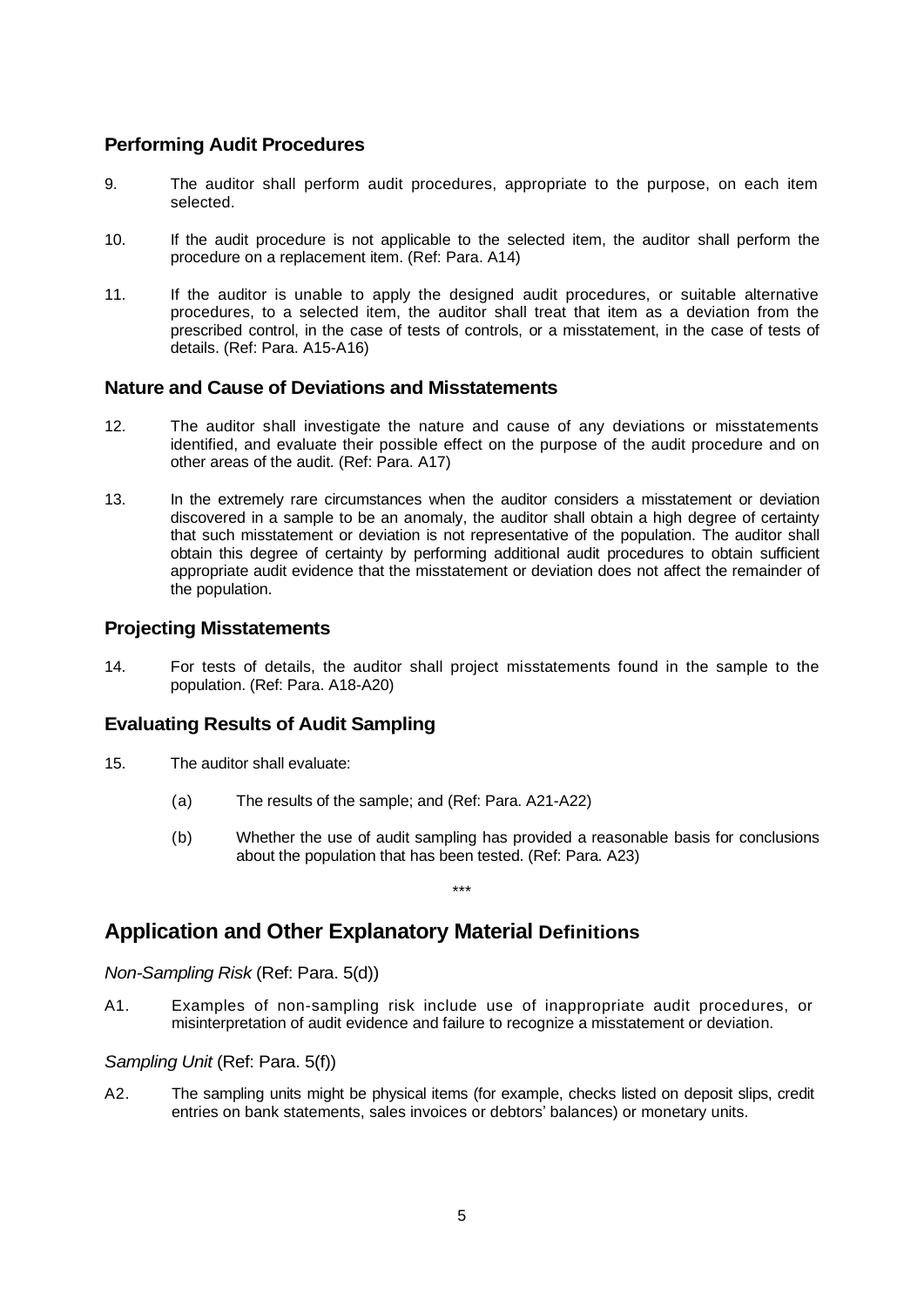## Performing Audit Procedures

9. The auditor shall perform audit procedures, appropriate to the purpose, on each item selected.

10. If the audit procedure is not applicable to the selected item, the auditor shall perform the procedure on a replacement item. (Ref: Para. A14)

11. If the auditor is unable to apply the designed audit procedures, or suitable alternative procedures, to a selected item, the auditor shall treat that item as a deviation from the prescribed control, in the case of tests of controls, or a misstatement, in the case of tests of details. (Ref: Para. A15-A16)

## Nature and Cause of Deviations and Misstatements

12. The auditor shall investigate the nature and cause of any deviations or misstatements identified, and evaluate their possible effect on the purpose of the audit procedure and on other areas of the audit. (Ref: Para. A17)

13. In the extremely rare circumstances when the auditor considers a misstatement or deviation discovered in a sample to be an anomaly, the auditor shall obtain a high degree of certainty that such misstatement or deviation is not representative of the population. The auditor shall obtain this degree of certainty by performing additional audit procedures to obtain sufficient appropriate audit evidence that the misstatement or deviation does not affect the remainder of the population.

## Projecting Misstatements

14. For tests of details, the auditor shall project misstatements found in the sample to the population. (Ref: Para. A18-A20)

## Evaluating Results of Audit Sampling

15. The auditor shall evaluate:

    (a) The results of the sample; and (Ref: Para. A21-A22)

    (b) Whether the use of audit sampling has provided a reasonable basis for conclusions about the population that has been tested. (Ref: Para. A23)

\*\*\*

# Application and Other Explanatory Material Definitions

*Non-Sampling Risk* (Ref: Para. 5(d))

A1. Examples of non-sampling risk include use of inappropriate audit procedures, or misinterpretation of audit evidence and failure to recognize a misstatement or deviation.

*Sampling Unit* (Ref: Para. 5(f))

A2. The sampling units might be physical items (for example, checks listed on deposit slips, credit entries on bank statements, sales invoices or debtors' balances) or monetary units.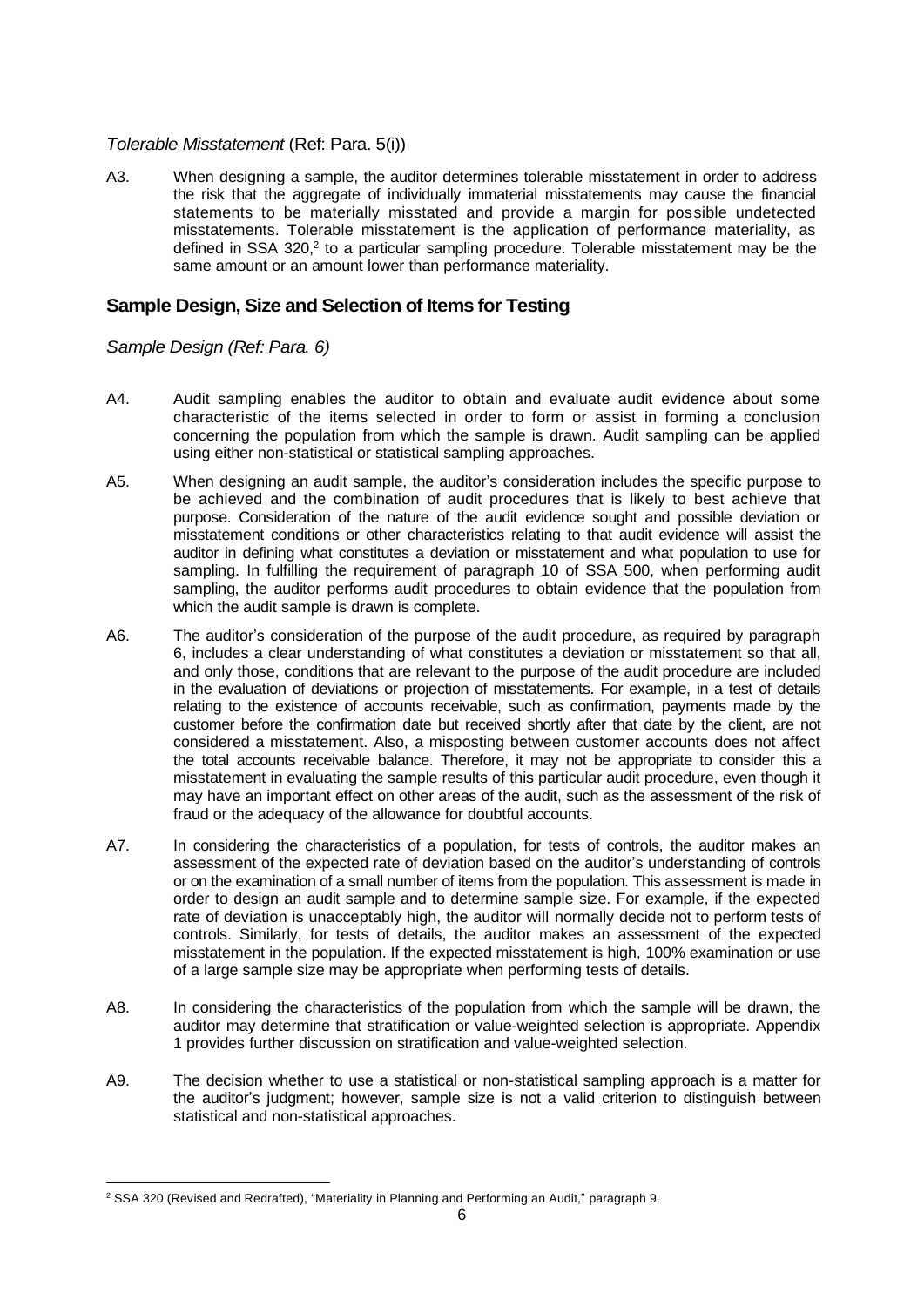*Tolerable Misstatement* (Ref: Para. 5(i))

A3. When designing a sample, the auditor determines tolerable misstatement in order to address the risk that the aggregate of individually immaterial misstatements may cause the financial statements to be materially misstated and provide a margin for possible undetected misstatements. Tolerable misstatement is the application of performance materiality, as defined in SSA 320,[2] to a particular sampling procedure. Tolerable misstatement may be the same amount or an amount lower than performance materiality.

## Sample Design, Size and Selection of Items for Testing

*Sample Design (Ref: Para. 6)*

A4. Audit sampling enables the auditor to obtain and evaluate audit evidence about some characteristic of the items selected in order to form or assist in forming a conclusion concerning the population from which the sample is drawn. Audit sampling can be applied using either non-statistical or statistical sampling approaches.

A5. When designing an audit sample, the auditor's consideration includes the specific purpose to be achieved and the combination of audit procedures that is likely to best achieve that purpose. Consideration of the nature of the audit evidence sought and possible deviation or misstatement conditions or other characteristics relating to that audit evidence will assist the auditor in defining what constitutes a deviation or misstatement and what population to use for sampling. In fulfilling the requirement of paragraph 10 of SSA 500, when performing audit sampling, the auditor performs audit procedures to obtain evidence that the population from which the audit sample is drawn is complete.

A6. The auditor's consideration of the purpose of the audit procedure, as required by paragraph 6, includes a clear understanding of what constitutes a deviation or misstatement so that all, and only those, conditions that are relevant to the purpose of the audit procedure are included in the evaluation of deviations or projection of misstatements. For example, in a test of details relating to the existence of accounts receivable, such as confirmation, payments made by the customer before the confirmation date but received shortly after that date by the client, are not considered a misstatement. Also, a misposting between customer accounts does not affect the total accounts receivable balance. Therefore, it may not be appropriate to consider this a misstatement in evaluating the sample results of this particular audit procedure, even though it may have an important effect on other areas of the audit, such as the assessment of the risk of fraud or the adequacy of the allowance for doubtful accounts.

A7. In considering the characteristics of a population, for tests of controls, the auditor makes an assessment of the expected rate of deviation based on the auditor's understanding of controls or on the examination of a small number of items from the population. This assessment is made in order to design an audit sample and to determine sample size. For example, if the expected rate of deviation is unacceptably high, the auditor will normally decide not to perform tests of controls. Similarly, for tests of details, the auditor makes an assessment of the expected misstatement in the population. If the expected misstatement is high, 100% examination or use of a large sample size may be appropriate when performing tests of details.

A8. In considering the characteristics of the population from which the sample will be drawn, the auditor may determine that stratification or value-weighted selection is appropriate. Appendix 1 provides further discussion on stratification and value-weighted selection.

A9. The decision whether to use a statistical or non-statistical sampling approach is a matter for the auditor's judgment; however, sample size is not a valid criterion to distinguish between statistical and non-statistical approaches.

---

[2] SSA 320 (Revised and Redrafted), "Materiality in Planning and Performing an Audit," paragraph 9.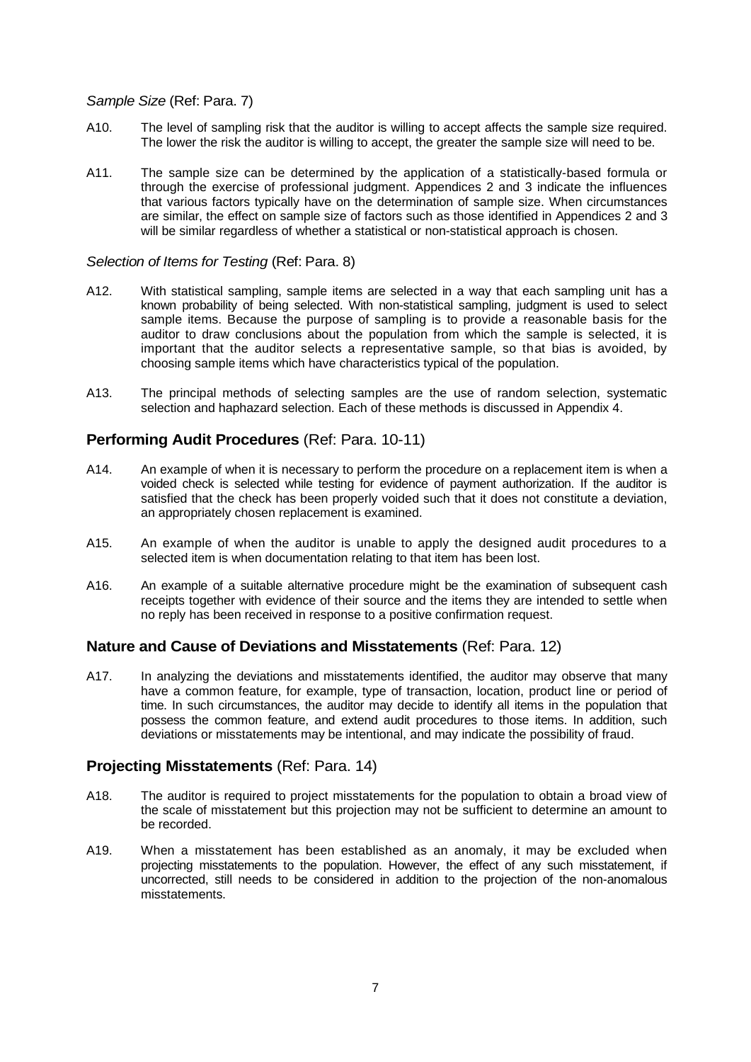*Sample Size* (Ref: Para. 7)

A10. The level of sampling risk that the auditor is willing to accept affects the sample size required. The lower the risk the auditor is willing to accept, the greater the sample size will need to be.

A11. The sample size can be determined by the application of a statistically-based formula or through the exercise of professional judgment. Appendices 2 and 3 indicate the influences that various factors typically have on the determination of sample size. When circumstances are similar, the effect on sample size of factors such as those identified in Appendices 2 and 3 will be similar regardless of whether a statistical or non-statistical approach is chosen.

*Selection of Items for Testing* (Ref: Para. 8)

A12. With statistical sampling, sample items are selected in a way that each sampling unit has a known probability of being selected. With non-statistical sampling, judgment is used to select sample items. Because the purpose of sampling is to provide a reasonable basis for the auditor to draw conclusions about the population from which the sample is selected, it is important that the auditor selects a representative sample, so that bias is avoided, by choosing sample items which have characteristics typical of the population.

A13. The principal methods of selecting samples are the use of random selection, systematic selection and haphazard selection. Each of these methods is discussed in Appendix 4.

## **Performing Audit Procedures** (Ref: Para. 10-11)

A14. An example of when it is necessary to perform the procedure on a replacement item is when a voided check is selected while testing for evidence of payment authorization. If the auditor is satisfied that the check has been properly voided such that it does not constitute a deviation, an appropriately chosen replacement is examined.

A15. An example of when the auditor is unable to apply the designed audit procedures to a selected item is when documentation relating to that item has been lost.

A16. An example of a suitable alternative procedure might be the examination of subsequent cash receipts together with evidence of their source and the items they are intended to settle when no reply has been received in response to a positive confirmation request.

## **Nature and Cause of Deviations and Misstatements** (Ref: Para. 12)

A17. In analyzing the deviations and misstatements identified, the auditor may observe that many have a common feature, for example, type of transaction, location, product line or period of time. In such circumstances, the auditor may decide to identify all items in the population that possess the common feature, and extend audit procedures to those items. In addition, such deviations or misstatements may be intentional, and may indicate the possibility of fraud.

## **Projecting Misstatements** (Ref: Para. 14)

A18. The auditor is required to project misstatements for the population to obtain a broad view of the scale of misstatement but this projection may not be sufficient to determine an amount to be recorded.

A19. When a misstatement has been established as an anomaly, it may be excluded when projecting misstatements to the population. However, the effect of any such misstatement, if uncorrected, still needs to be considered in addition to the projection of the non-anomalous misstatements.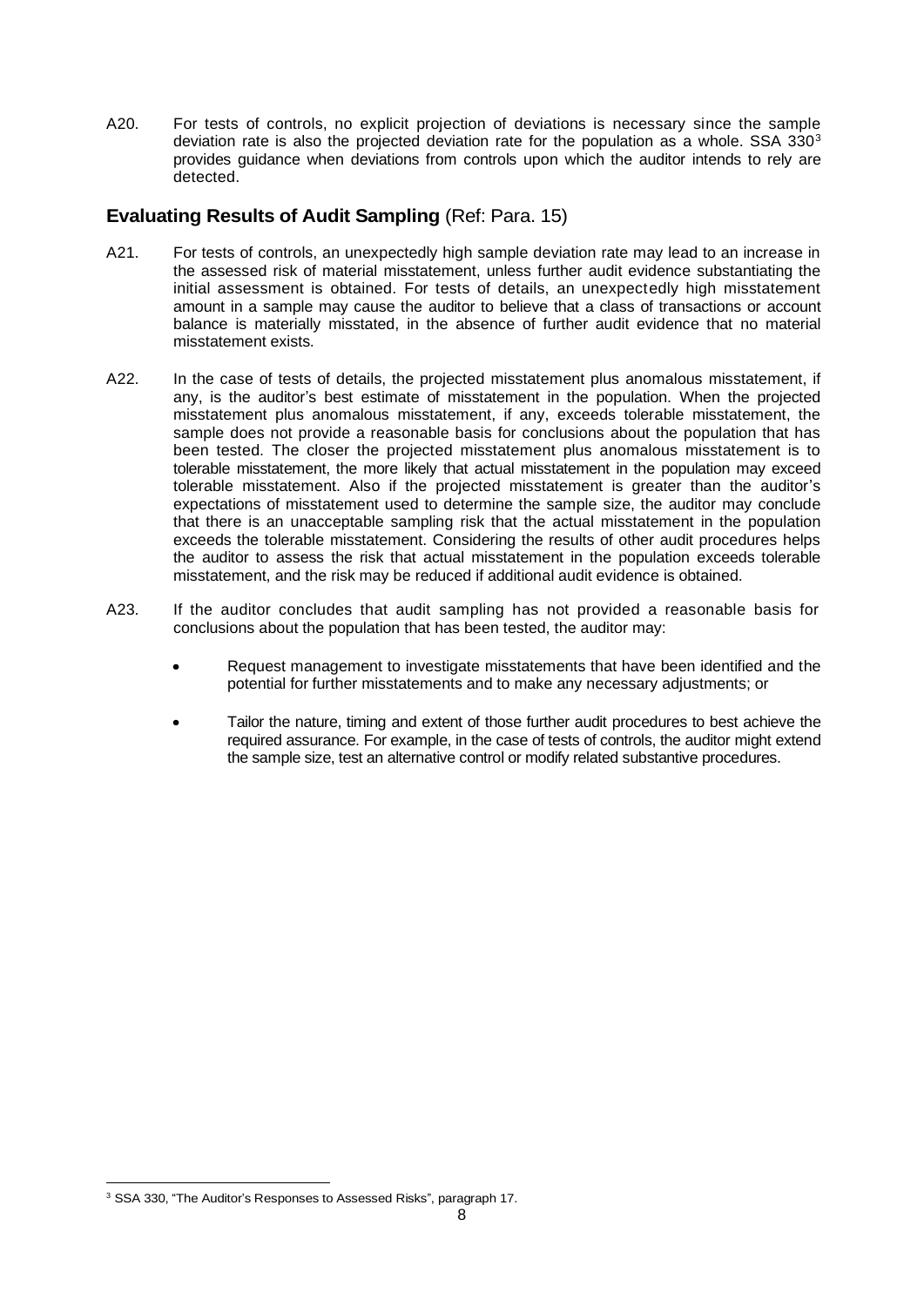A20. For tests of controls, no explicit projection of deviations is necessary since the sample deviation rate is also the projected deviation rate for the population as a whole. SSA 330[3] provides guidance when deviations from controls upon which the auditor intends to rely are detected.

## **Evaluating Results of Audit Sampling** (Ref: Para. 15)

A21. For tests of controls, an unexpectedly high sample deviation rate may lead to an increase in the assessed risk of material misstatement, unless further audit evidence substantiating the initial assessment is obtained. For tests of details, an unexpectedly high misstatement amount in a sample may cause the auditor to believe that a class of transactions or account balance is materially misstated, in the absence of further audit evidence that no material misstatement exists.

A22. In the case of tests of details, the projected misstatement plus anomalous misstatement, if any, is the auditor's best estimate of misstatement in the population. When the projected misstatement plus anomalous misstatement, if any, exceeds tolerable misstatement, the sample does not provide a reasonable basis for conclusions about the population that has been tested. The closer the projected misstatement plus anomalous misstatement is to tolerable misstatement, the more likely that actual misstatement in the population may exceed tolerable misstatement. Also if the projected misstatement is greater than the auditor's expectations of misstatement used to determine the sample size, the auditor may conclude that there is an unacceptable sampling risk that the actual misstatement in the population exceeds the tolerable misstatement. Considering the results of other audit procedures helps the auditor to assess the risk that actual misstatement in the population exceeds tolerable misstatement, and the risk may be reduced if additional audit evidence is obtained.

A23. If the auditor concludes that audit sampling has not provided a reasonable basis for conclusions about the population that has been tested, the auditor may:

- Request management to investigate misstatements that have been identified and the potential for further misstatements and to make any necessary adjustments; or
- Tailor the nature, timing and extent of those further audit procedures to best achieve the required assurance. For example, in the case of tests of controls, the auditor might extend the sample size, test an alternative control or modify related substantive procedures.

[3] SSA 330, "The Auditor's Responses to Assessed Risks", paragraph 17.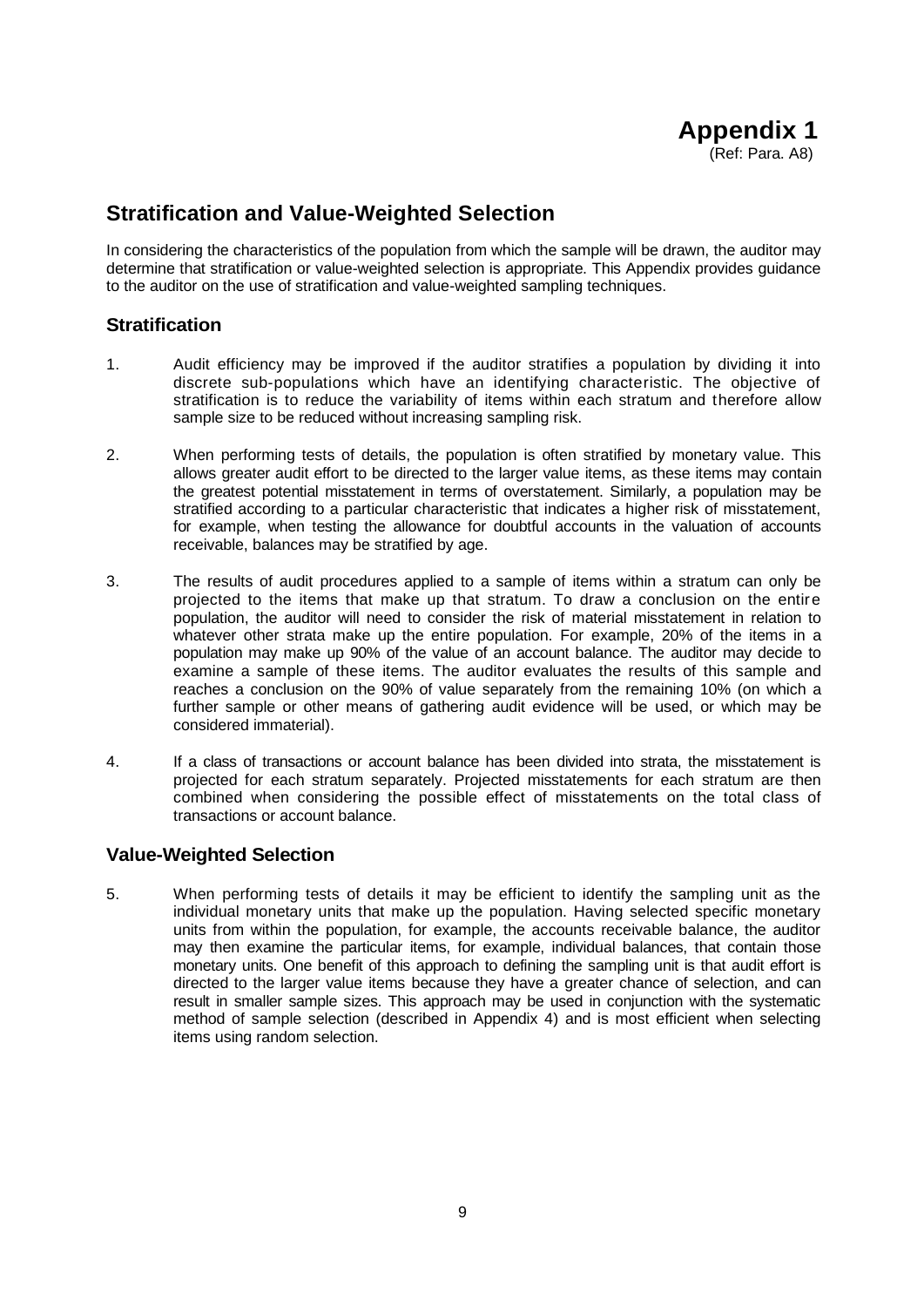# Appendix 1

(Ref: Para. A8)

## Stratification and Value-Weighted Selection

In considering the characteristics of the population from which the sample will be drawn, the auditor may determine that stratification or value-weighted selection is appropriate. This Appendix provides guidance to the auditor on the use of stratification and value-weighted sampling techniques.

### Stratification

1. Audit efficiency may be improved if the auditor stratifies a population by dividing it into discrete sub-populations which have an identifying characteristic. The objective of stratification is to reduce the variability of items within each stratum and therefore allow sample size to be reduced without increasing sampling risk.

2. When performing tests of details, the population is often stratified by monetary value. This allows greater audit effort to be directed to the larger value items, as these items may contain the greatest potential misstatement in terms of overstatement. Similarly, a population may be stratified according to a particular characteristic that indicates a higher risk of misstatement, for example, when testing the allowance for doubtful accounts in the valuation of accounts receivable, balances may be stratified by age.

3. The results of audit procedures applied to a sample of items within a stratum can only be projected to the items that make up that stratum. To draw a conclusion on the entire population, the auditor will need to consider the risk of material misstatement in relation to whatever other strata make up the entire population. For example, 20% of the items in a population may make up 90% of the value of an account balance. The auditor may decide to examine a sample of these items. The auditor evaluates the results of this sample and reaches a conclusion on the 90% of value separately from the remaining 10% (on which a further sample or other means of gathering audit evidence will be used, or which may be considered immaterial).

4. If a class of transactions or account balance has been divided into strata, the misstatement is projected for each stratum separately. Projected misstatements for each stratum are then combined when considering the possible effect of misstatements on the total class of transactions or account balance.

### Value-Weighted Selection

5. When performing tests of details it may be efficient to identify the sampling unit as the individual monetary units that make up the population. Having selected specific monetary units from within the population, for example, the accounts receivable balance, the auditor may then examine the particular items, for example, individual balances, that contain those monetary units. One benefit of this approach to defining the sampling unit is that audit effort is directed to the larger value items because they have a greater chance of selection, and can result in smaller sample sizes. This approach may be used in conjunction with the systematic method of sample selection (described in Appendix 4) and is most efficient when selecting items using random selection.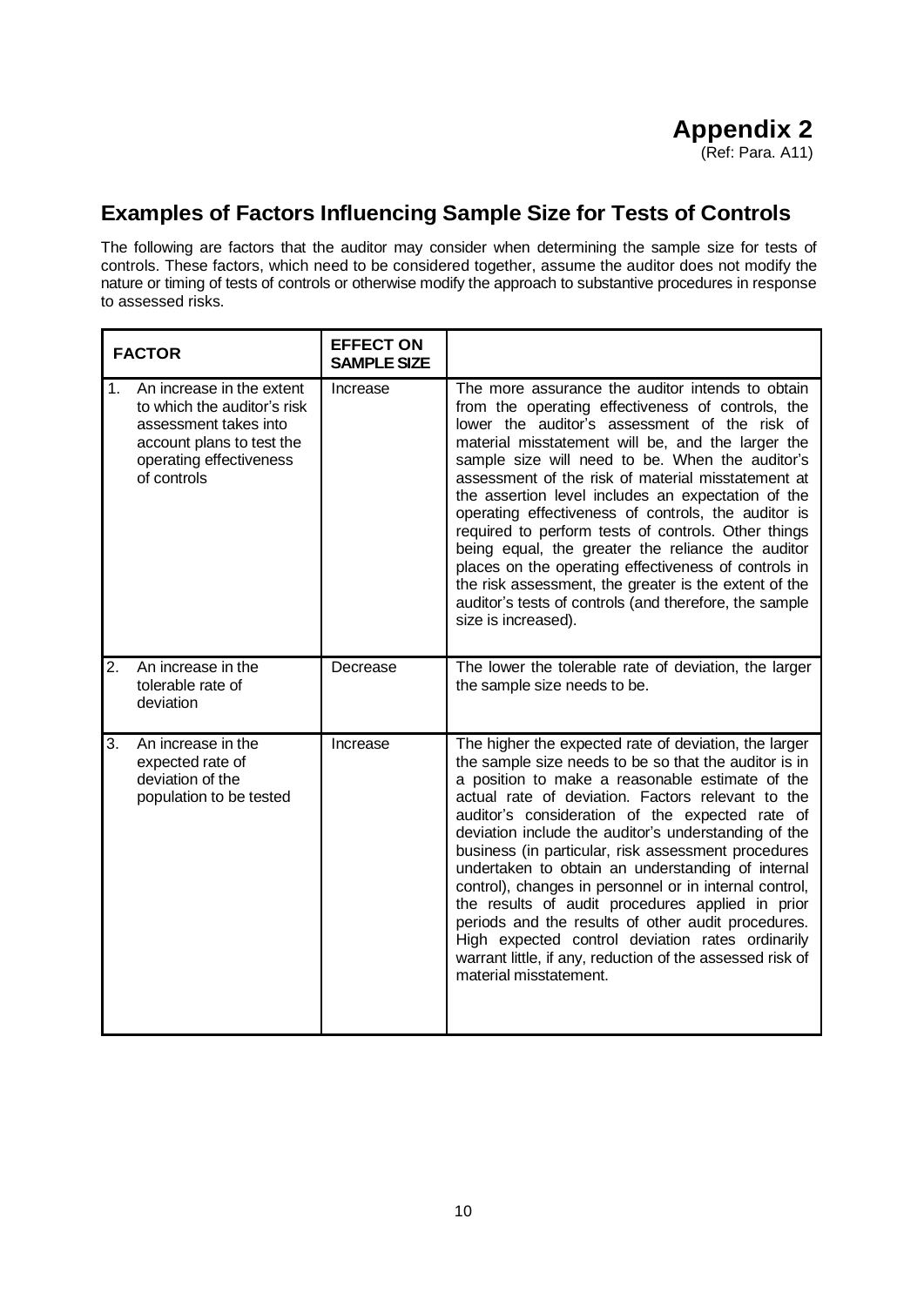# Appendix 2

(Ref: Para. A11)

## Examples of Factors Influencing Sample Size for Tests of Controls

The following are factors that the auditor may consider when determining the sample size for tests of controls. These factors, which need to be considered together, assume the auditor does not modify the nature or timing of tests of controls or otherwise modify the approach to substantive procedures in response to assessed risks.

| FACTOR | EFFECT ON SAMPLE SIZE | |
|---|---|---|
| 1. An increase in the extent to which the auditor's risk assessment takes into account plans to test the operating effectiveness of controls | Increase | The more assurance the auditor intends to obtain from the operating effectiveness of controls, the lower the auditor's assessment of the risk of material misstatement will be, and the larger the sample size will need to be. When the auditor's assessment of the risk of material misstatement at the assertion level includes an expectation of the operating effectiveness of controls, the auditor is required to perform tests of controls. Other things being equal, the greater the reliance the auditor places on the operating effectiveness of controls in the risk assessment, the greater is the extent of the auditor's tests of controls (and therefore, the sample size is increased). |
| 2. An increase in the tolerable rate of deviation | Decrease | The lower the tolerable rate of deviation, the larger the sample size needs to be. |
| 3. An increase in the expected rate of deviation of the population to be tested | Increase | The higher the expected rate of deviation, the larger the sample size needs to be so that the auditor is in a position to make a reasonable estimate of the actual rate of deviation. Factors relevant to the auditor's consideration of the expected rate of deviation include the auditor's understanding of the business (in particular, risk assessment procedures undertaken to obtain an understanding of internal control), changes in personnel or in internal control, the results of audit procedures applied in prior periods and the results of other audit procedures. High expected control deviation rates ordinarily warrant little, if any, reduction of the assessed risk of material misstatement. |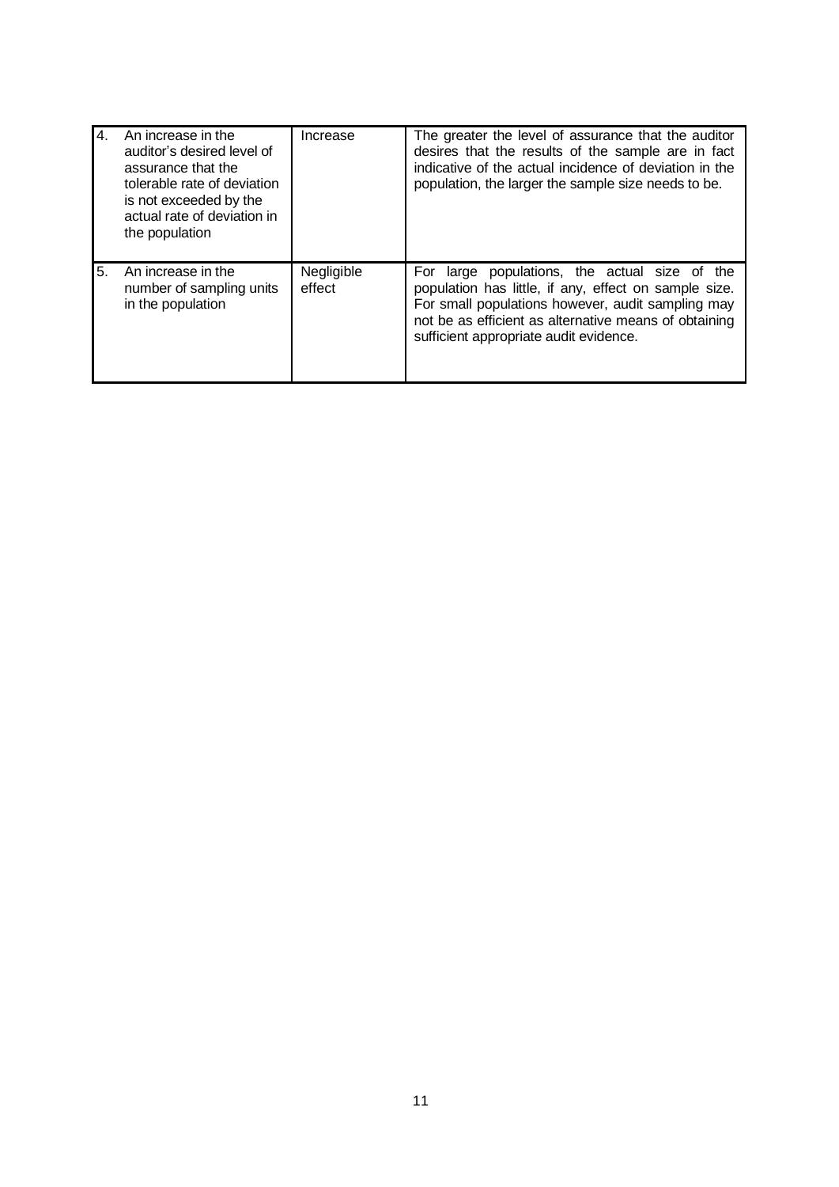| | | | |
|---|---|---|---|
| 4. | An increase in the auditor's desired level of assurance that the tolerable rate of deviation is not exceeded by the actual rate of deviation in the population | Increase | The greater the level of assurance that the auditor desires that the results of the sample are in fact indicative of the actual incidence of deviation in the population, the larger the sample size needs to be. |
| 5. | An increase in the number of sampling units in the population | Negligible effect | For large populations, the actual size of the population has little, if any, effect on sample size. For small populations however, audit sampling may not be as efficient as alternative means of obtaining sufficient appropriate audit evidence. |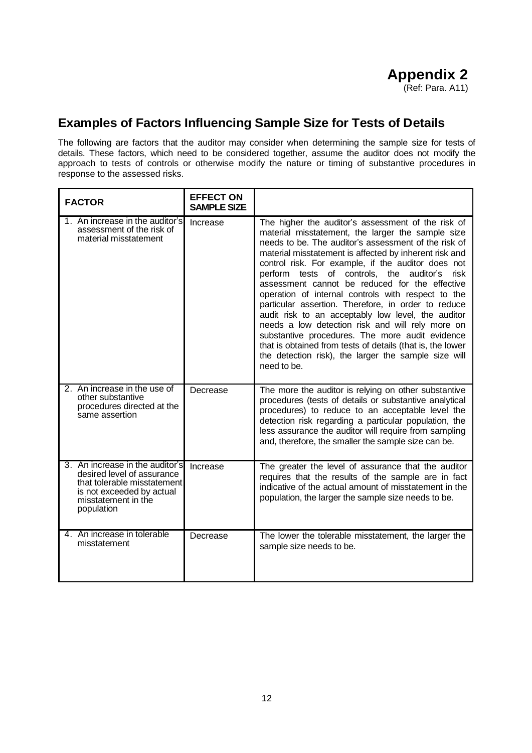# Appendix 2

(Ref: Para. A11)

## Examples of Factors Influencing Sample Size for Tests of Details

The following are factors that the auditor may consider when determining the sample size for tests of details. These factors, which need to be considered together, assume the auditor does not modify the approach to tests of controls or otherwise modify the nature or timing of substantive procedures in response to the assessed risks.

| FACTOR | EFFECT ON SAMPLE SIZE | |
|---|---|---|
| 1. An increase in the auditor's assessment of the risk of material misstatement | Increase | The higher the auditor's assessment of the risk of material misstatement, the larger the sample size needs to be. The auditor's assessment of the risk of material misstatement is affected by inherent risk and control risk. For example, if the auditor does not perform tests of controls, the auditor's risk assessment cannot be reduced for the effective operation of internal controls with respect to the particular assertion. Therefore, in order to reduce audit risk to an acceptably low level, the auditor needs a low detection risk and will rely more on substantive procedures. The more audit evidence that is obtained from tests of details (that is, the lower the detection risk), the larger the sample size will need to be. |
| 2. An increase in the use of other substantive procedures directed at the same assertion | Decrease | The more the auditor is relying on other substantive procedures (tests of details or substantive analytical procedures) to reduce to an acceptable level the detection risk regarding a particular population, the less assurance the auditor will require from sampling and, therefore, the smaller the sample size can be. |
| 3. An increase in the auditor's desired level of assurance that tolerable misstatement is not exceeded by actual misstatement in the population | Increase | The greater the level of assurance that the auditor requires that the results of the sample are in fact indicative of the actual amount of misstatement in the population, the larger the sample size needs to be. |
| 4. An increase in tolerable misstatement | Decrease | The lower the tolerable misstatement, the larger the sample size needs to be. |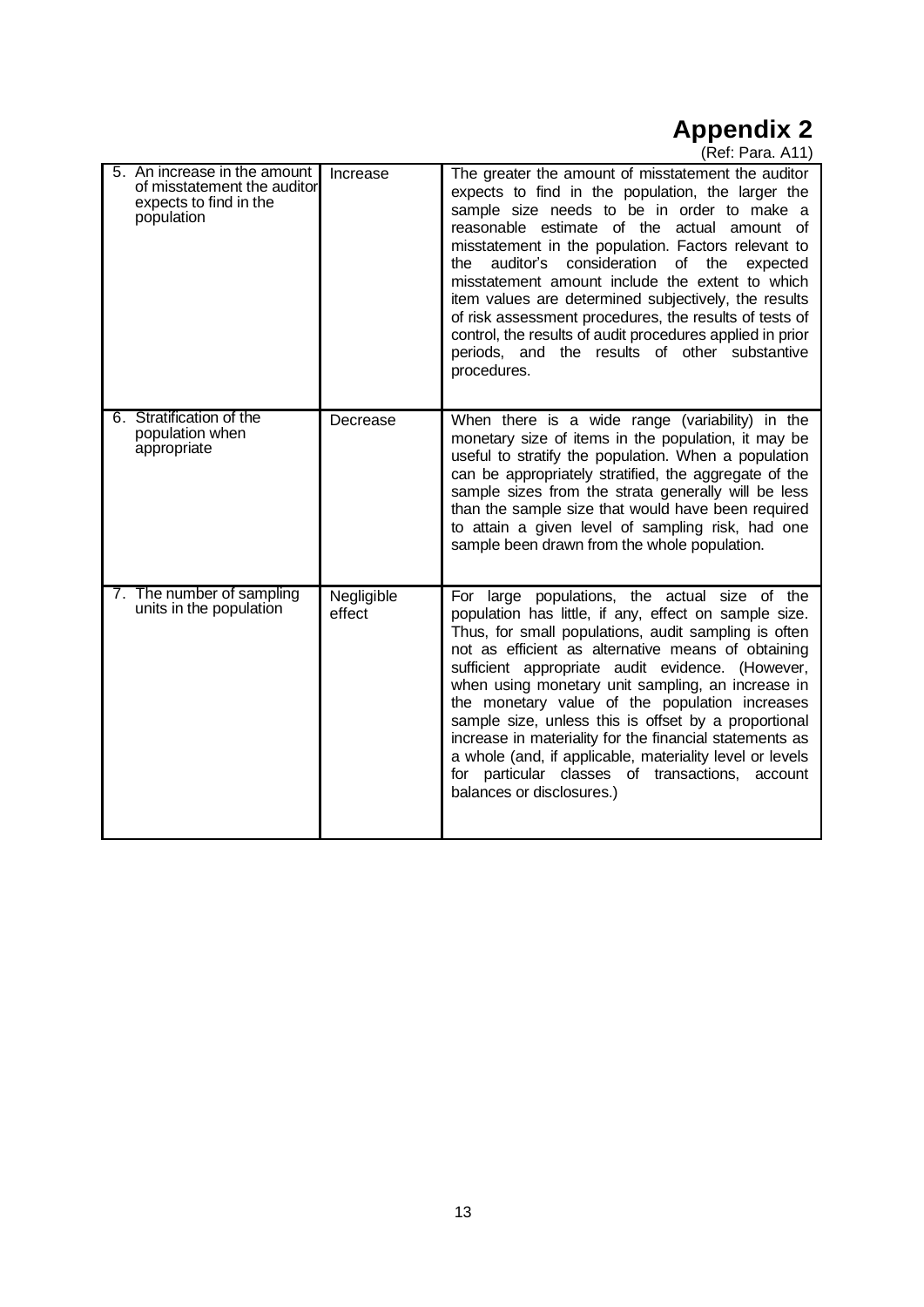# Appendix 2

(Ref: Para. A11)

| | | |
|---|---|---|
| 5. An increase in the amount of misstatement the auditor expects to find in the population | Increase | The greater the amount of misstatement the auditor expects to find in the population, the larger the sample size needs to be in order to make a reasonable estimate of the actual amount of misstatement in the population. Factors relevant to the auditor's consideration of the expected misstatement amount include the extent to which item values are determined subjectively, the results of risk assessment procedures, the results of tests of control, the results of audit procedures applied in prior periods, and the results of other substantive procedures. |
| 6. Stratification of the population when appropriate | Decrease | When there is a wide range (variability) in the monetary size of items in the population, it may be useful to stratify the population. When a population can be appropriately stratified, the aggregate of the sample sizes from the strata generally will be less than the sample size that would have been required to attain a given level of sampling risk, had one sample been drawn from the whole population. |
| 7. The number of sampling units in the population | Negligible effect | For large populations, the actual size of the population has little, if any, effect on sample size. Thus, for small populations, audit sampling is often not as efficient as alternative means of obtaining sufficient appropriate audit evidence. (However, when using monetary unit sampling, an increase in the monetary value of the population increases sample size, unless this is offset by a proportional increase in materiality for the financial statements as a whole (and, if applicable, materiality level or levels for particular classes of transactions, account balances or disclosures.) |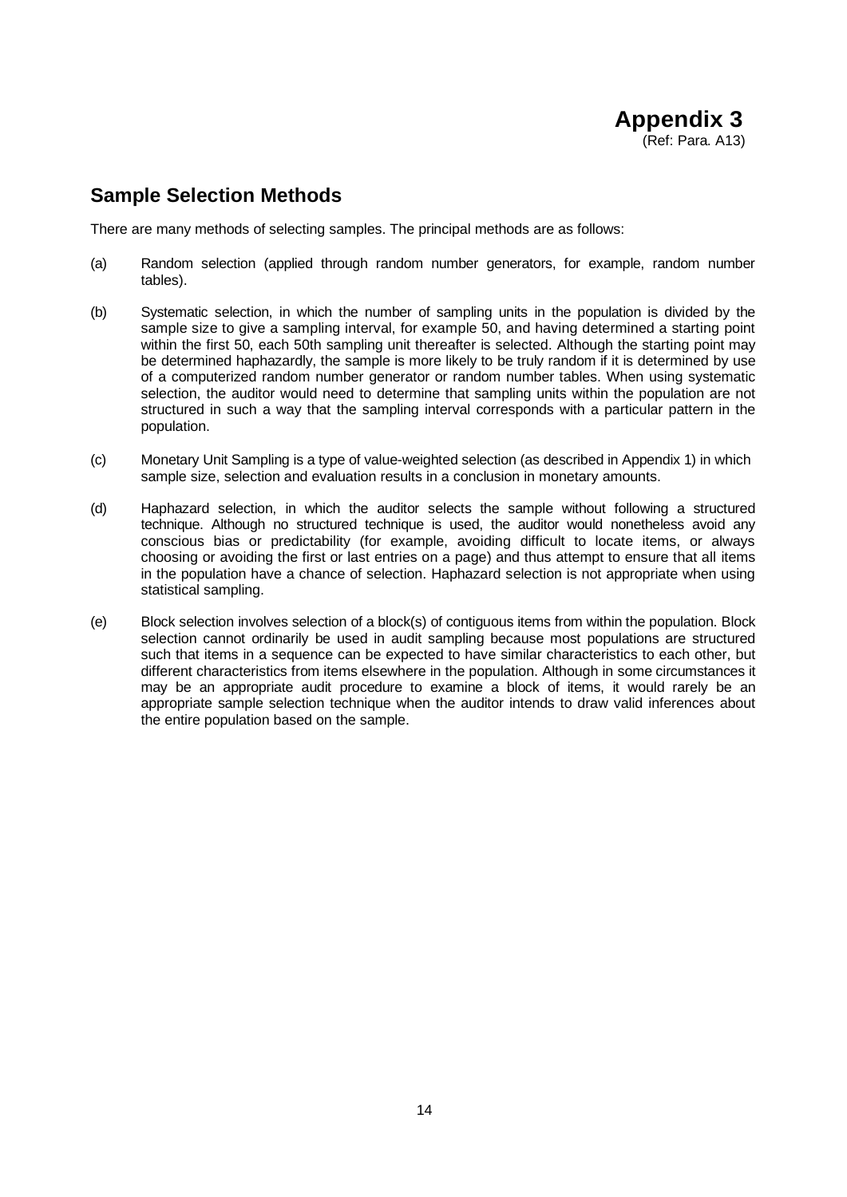# Appendix 3

(Ref: Para. A13)

## Sample Selection Methods

There are many methods of selecting samples. The principal methods are as follows:

(a) Random selection (applied through random number generators, for example, random number tables).

(b) Systematic selection, in which the number of sampling units in the population is divided by the sample size to give a sampling interval, for example 50, and having determined a starting point within the first 50, each 50th sampling unit thereafter is selected. Although the starting point may be determined haphazardly, the sample is more likely to be truly random if it is determined by use of a computerized random number generator or random number tables. When using systematic selection, the auditor would need to determine that sampling units within the population are not structured in such a way that the sampling interval corresponds with a particular pattern in the population.

(c) Monetary Unit Sampling is a type of value-weighted selection (as described in Appendix 1) in which sample size, selection and evaluation results in a conclusion in monetary amounts.

(d) Haphazard selection, in which the auditor selects the sample without following a structured technique. Although no structured technique is used, the auditor would nonetheless avoid any conscious bias or predictability (for example, avoiding difficult to locate items, or always choosing or avoiding the first or last entries on a page) and thus attempt to ensure that all items in the population have a chance of selection. Haphazard selection is not appropriate when using statistical sampling.

(e) Block selection involves selection of a block(s) of contiguous items from within the population. Block selection cannot ordinarily be used in audit sampling because most populations are structured such that items in a sequence can be expected to have similar characteristics to each other, but different characteristics from items elsewhere in the population. Although in some circumstances it may be an appropriate audit procedure to examine a block of items, it would rarely be an appropriate sample selection technique when the auditor intends to draw valid inferences about the entire population based on the sample.